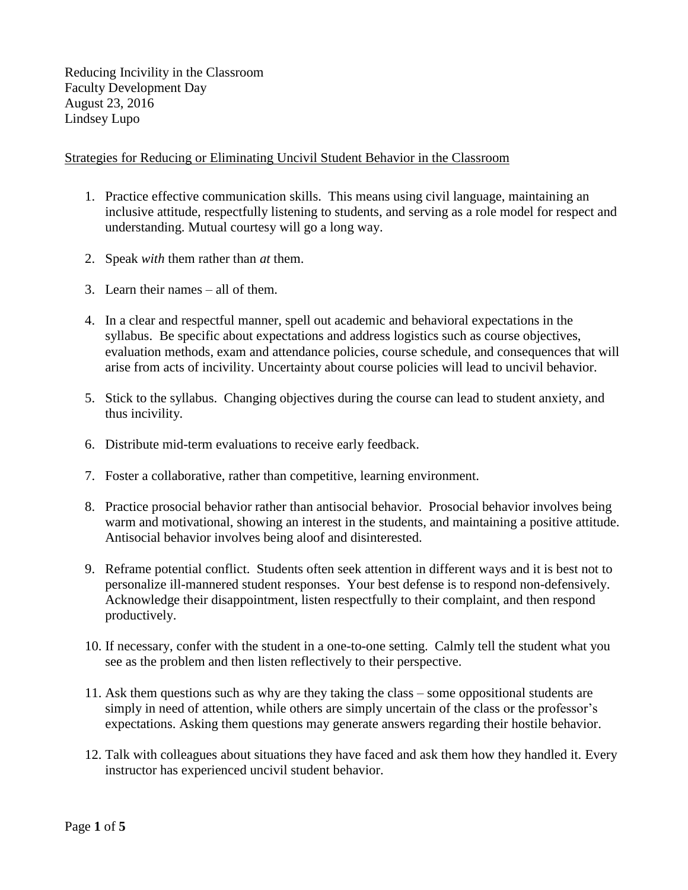Reducing Incivility in the Classroom
Faculty Development Day
August 23, 2016
Lindsey Lupo

## Strategies for Reducing or Eliminating Uncivil Student Behavior in the Classroom

1. Practice effective communication skills. This means using civil language, maintaining an inclusive attitude, respectfully listening to students, and serving as a role model for respect and understanding. Mutual courtesy will go a long way.

2. Speak *with* them rather than *at* them.

3. Learn their names – all of them.

4. In a clear and respectful manner, spell out academic and behavioral expectations in the syllabus. Be specific about expectations and address logistics such as course objectives, evaluation methods, exam and attendance policies, course schedule, and consequences that will arise from acts of incivility. Uncertainty about course policies will lead to uncivil behavior.

5. Stick to the syllabus. Changing objectives during the course can lead to student anxiety, and thus incivility.

6. Distribute mid-term evaluations to receive early feedback.

7. Foster a collaborative, rather than competitive, learning environment.

8. Practice prosocial behavior rather than antisocial behavior. Prosocial behavior involves being warm and motivational, showing an interest in the students, and maintaining a positive attitude. Antisocial behavior involves being aloof and disinterested.

9. Reframe potential conflict. Students often seek attention in different ways and it is best not to personalize ill-mannered student responses. Your best defense is to respond non-defensively. Acknowledge their disappointment, listen respectfully to their complaint, and then respond productively.

10. If necessary, confer with the student in a one-to-one setting. Calmly tell the student what you see as the problem and then listen reflectively to their perspective.

11. Ask them questions such as why are they taking the class – some oppositional students are simply in need of attention, while others are simply uncertain of the class or the professor's expectations. Asking them questions may generate answers regarding their hostile behavior.

12. Talk with colleagues about situations they have faced and ask them how they handled it. Every instructor has experienced uncivil student behavior.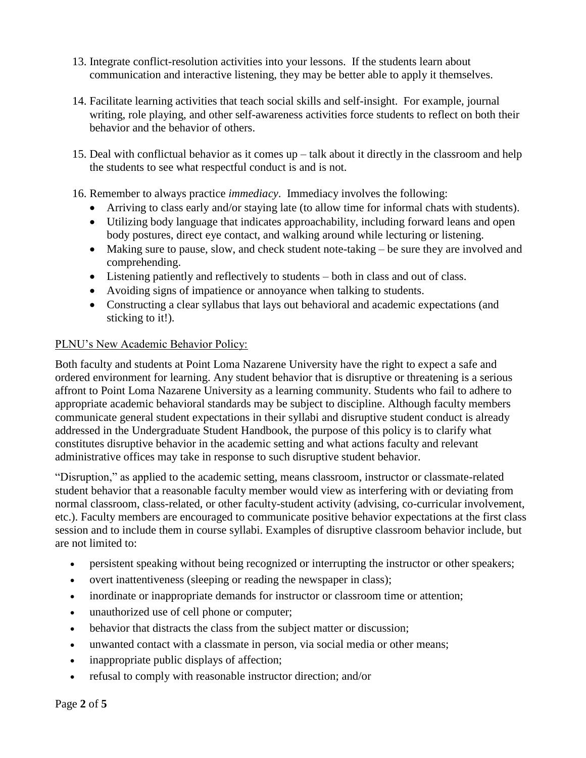13. Integrate conflict-resolution activities into your lessons. If the students learn about communication and interactive listening, they may be better able to apply it themselves.

14. Facilitate learning activities that teach social skills and self-insight. For example, journal writing, role playing, and other self-awareness activities force students to reflect on both their behavior and the behavior of others.

15. Deal with conflictual behavior as it comes up – talk about it directly in the classroom and help the students to see what respectful conduct is and is not.

16. Remember to always practice *immediacy*. Immediacy involves the following:
    - Arriving to class early and/or staying late (to allow time for informal chats with students).
    - Utilizing body language that indicates approachability, including forward leans and open body postures, direct eye contact, and walking around while lecturing or listening.
    - Making sure to pause, slow, and check student note-taking – be sure they are involved and comprehending.
    - Listening patiently and reflectively to students – both in class and out of class.
    - Avoiding signs of impatience or annoyance when talking to students.
    - Constructing a clear syllabus that lays out behavioral and academic expectations (and sticking to it!).

## PLNU's New Academic Behavior Policy:

Both faculty and students at Point Loma Nazarene University have the right to expect a safe and ordered environment for learning. Any student behavior that is disruptive or threatening is a serious affront to Point Loma Nazarene University as a learning community. Students who fail to adhere to appropriate academic behavioral standards may be subject to discipline. Although faculty members communicate general student expectations in their syllabi and disruptive student conduct is already addressed in the Undergraduate Student Handbook, the purpose of this policy is to clarify what constitutes disruptive behavior in the academic setting and what actions faculty and relevant administrative offices may take in response to such disruptive student behavior.

"Disruption," as applied to the academic setting, means classroom, instructor or classmate-related student behavior that a reasonable faculty member would view as interfering with or deviating from normal classroom, class-related, or other faculty-student activity (advising, co-curricular involvement, etc.). Faculty members are encouraged to communicate positive behavior expectations at the first class session and to include them in course syllabi. Examples of disruptive classroom behavior include, but are not limited to:

- persistent speaking without being recognized or interrupting the instructor or other speakers;
- overt inattentiveness (sleeping or reading the newspaper in class);
- inordinate or inappropriate demands for instructor or classroom time or attention;
- unauthorized use of cell phone or computer;
- behavior that distracts the class from the subject matter or discussion;
- unwanted contact with a classmate in person, via social media or other means;
- inappropriate public displays of affection;
- refusal to comply with reasonable instructor direction; and/or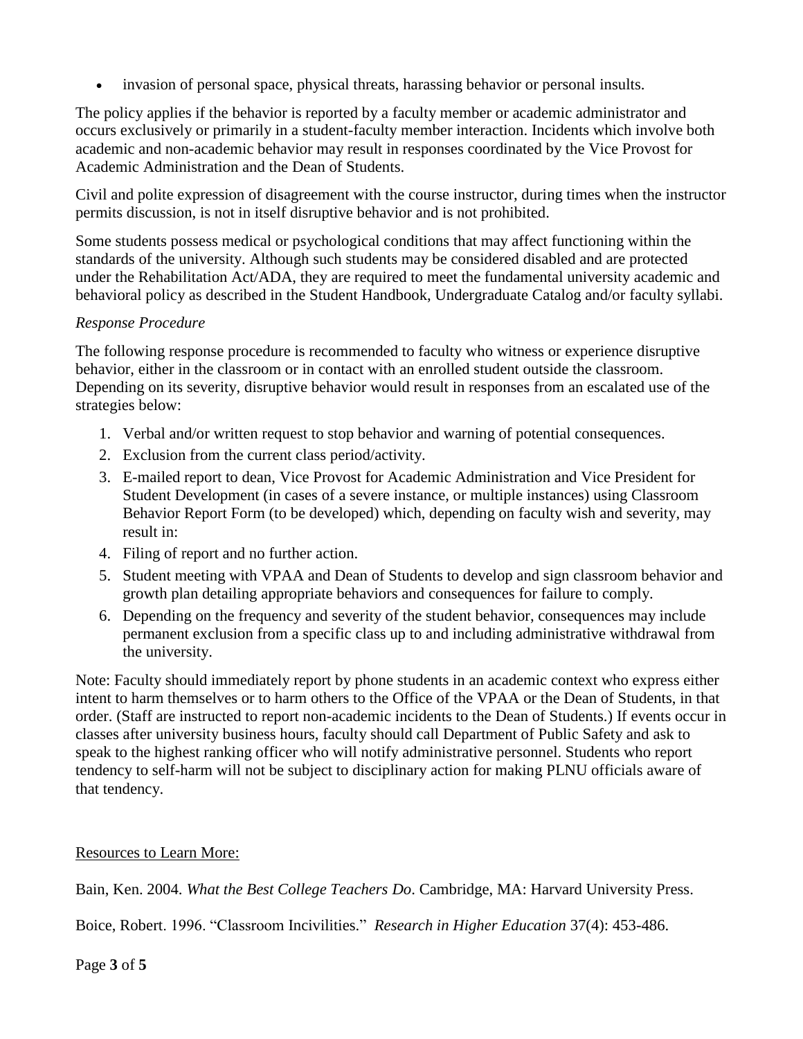- invasion of personal space, physical threats, harassing behavior or personal insults.

The policy applies if the behavior is reported by a faculty member or academic administrator and occurs exclusively or primarily in a student-faculty member interaction. Incidents which involve both academic and non-academic behavior may result in responses coordinated by the Vice Provost for Academic Administration and the Dean of Students.

Civil and polite expression of disagreement with the course instructor, during times when the instructor permits discussion, is not in itself disruptive behavior and is not prohibited.

Some students possess medical or psychological conditions that may affect functioning within the standards of the university. Although such students may be considered disabled and are protected under the Rehabilitation Act/ADA, they are required to meet the fundamental university academic and behavioral policy as described in the Student Handbook, Undergraduate Catalog and/or faculty syllabi.

*Response Procedure*

The following response procedure is recommended to faculty who witness or experience disruptive behavior, either in the classroom or in contact with an enrolled student outside the classroom. Depending on its severity, disruptive behavior would result in responses from an escalated use of the strategies below:

1. Verbal and/or written request to stop behavior and warning of potential consequences.
2. Exclusion from the current class period/activity.
3. E-mailed report to dean, Vice Provost for Academic Administration and Vice President for Student Development (in cases of a severe instance, or multiple instances) using Classroom Behavior Report Form (to be developed) which, depending on faculty wish and severity, may result in:
4. Filing of report and no further action.
5. Student meeting with VPAA and Dean of Students to develop and sign classroom behavior and growth plan detailing appropriate behaviors and consequences for failure to comply.
6. Depending on the frequency and severity of the student behavior, consequences may include permanent exclusion from a specific class up to and including administrative withdrawal from the university.

Note: Faculty should immediately report by phone students in an academic context who express either intent to harm themselves or to harm others to the Office of the VPAA or the Dean of Students, in that order. (Staff are instructed to report non-academic incidents to the Dean of Students.) If events occur in classes after university business hours, faculty should call Department of Public Safety and ask to speak to the highest ranking officer who will notify administrative personnel. Students who report tendency to self-harm will not be subject to disciplinary action for making PLNU officials aware of that tendency.

Resources to Learn More:

Bain, Ken. 2004. *What the Best College Teachers Do*. Cambridge, MA: Harvard University Press.

Boice, Robert. 1996. "Classroom Incivilities." *Research in Higher Education* 37(4): 453-486.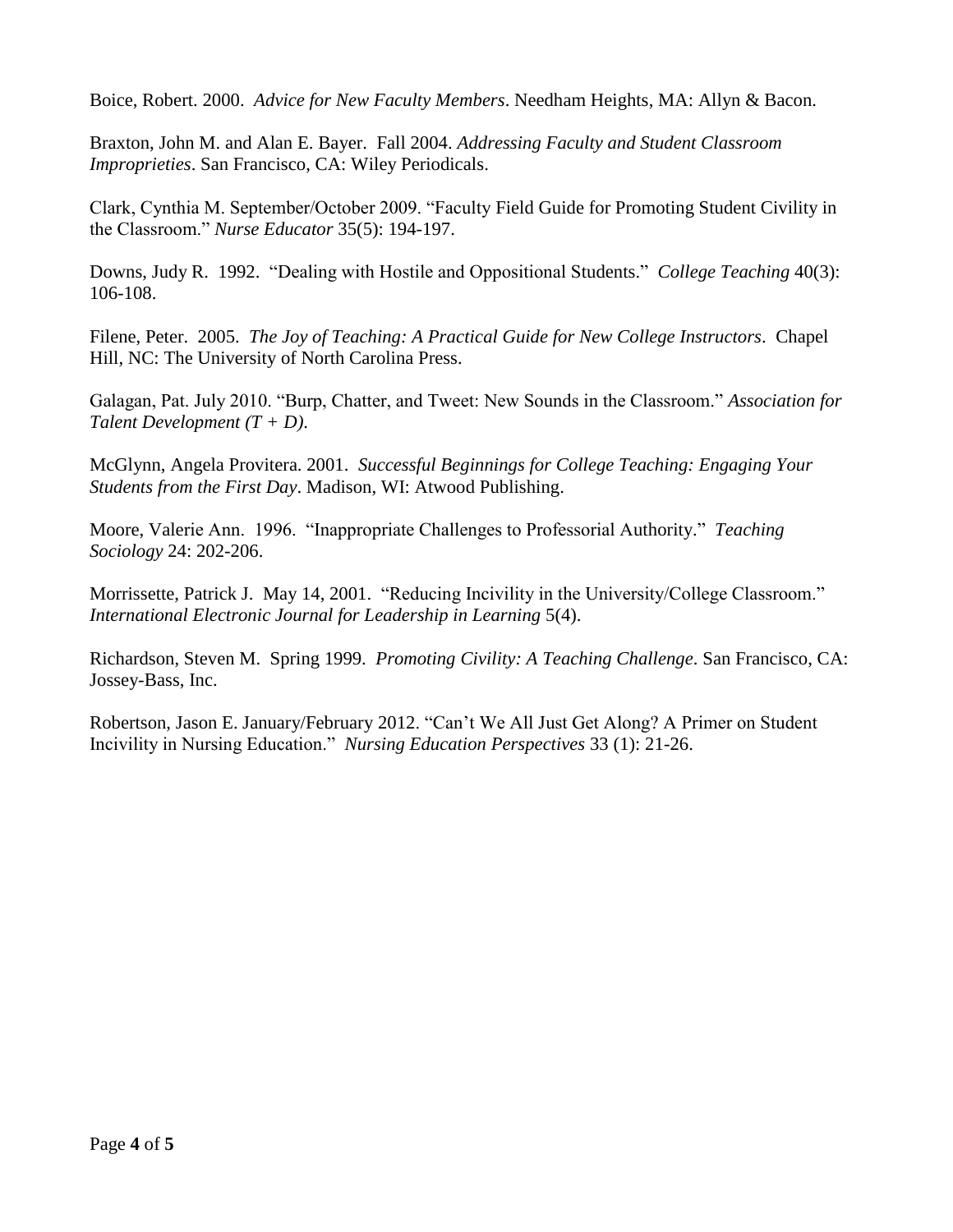Boice, Robert. 2000. *Advice for New Faculty Members*. Needham Heights, MA: Allyn & Bacon.

Braxton, John M. and Alan E. Bayer. Fall 2004. *Addressing Faculty and Student Classroom Improprieties*. San Francisco, CA: Wiley Periodicals.

Clark, Cynthia M. September/October 2009. "Faculty Field Guide for Promoting Student Civility in the Classroom." *Nurse Educator* 35(5): 194-197.

Downs, Judy R. 1992. "Dealing with Hostile and Oppositional Students." *College Teaching* 40(3): 106-108.

Filene, Peter. 2005. *The Joy of Teaching: A Practical Guide for New College Instructors*. Chapel Hill, NC: The University of North Carolina Press.

Galagan, Pat. July 2010. "Burp, Chatter, and Tweet: New Sounds in the Classroom." *Association for Talent Development (T + D)*.

McGlynn, Angela Provitera. 2001. *Successful Beginnings for College Teaching: Engaging Your Students from the First Day*. Madison, WI: Atwood Publishing.

Moore, Valerie Ann. 1996. "Inappropriate Challenges to Professorial Authority." *Teaching Sociology* 24: 202-206.

Morrissette, Patrick J. May 14, 2001. "Reducing Incivility in the University/College Classroom." *International Electronic Journal for Leadership in Learning* 5(4).

Richardson, Steven M. Spring 1999. *Promoting Civility: A Teaching Challenge*. San Francisco, CA: Jossey-Bass, Inc.

Robertson, Jason E. January/February 2012. "Can't We All Just Get Along? A Primer on Student Incivility in Nursing Education." *Nursing Education Perspectives* 33 (1): 21-26.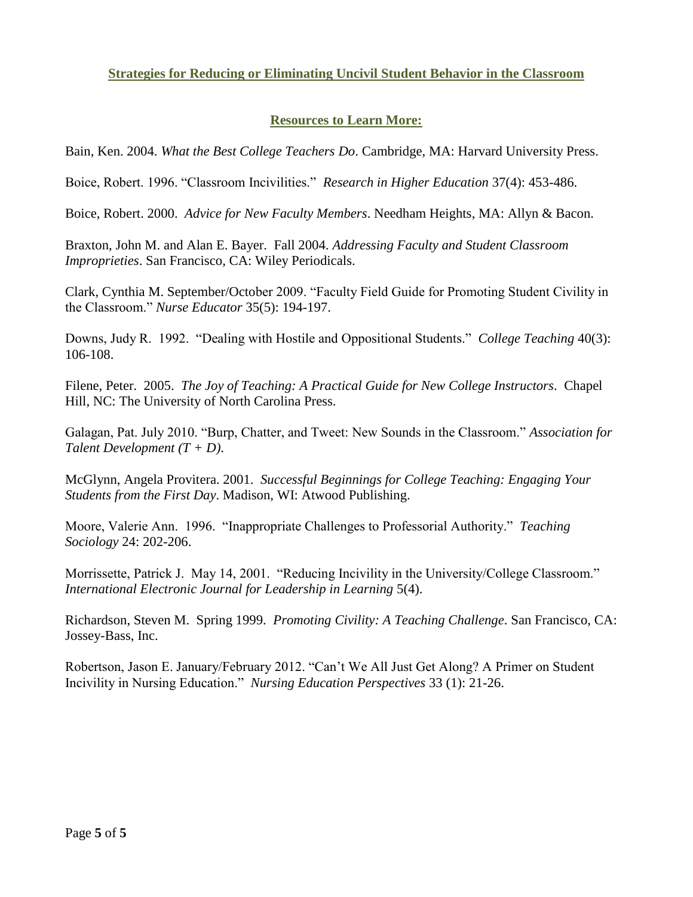## Strategies for Reducing or Eliminating Uncivil Student Behavior in the Classroom

### Resources to Learn More:

Bain, Ken. 2004. *What the Best College Teachers Do*. Cambridge, MA: Harvard University Press.

Boice, Robert. 1996. "Classroom Incivilities." *Research in Higher Education* 37(4): 453-486.

Boice, Robert. 2000. *Advice for New Faculty Members*. Needham Heights, MA: Allyn & Bacon.

Braxton, John M. and Alan E. Bayer. Fall 2004. *Addressing Faculty and Student Classroom Improprieties*. San Francisco, CA: Wiley Periodicals.

Clark, Cynthia M. September/October 2009. "Faculty Field Guide for Promoting Student Civility in the Classroom." *Nurse Educator* 35(5): 194-197.

Downs, Judy R. 1992. "Dealing with Hostile and Oppositional Students." *College Teaching* 40(3): 106-108.

Filene, Peter. 2005. *The Joy of Teaching: A Practical Guide for New College Instructors*. Chapel Hill, NC: The University of North Carolina Press.

Galagan, Pat. July 2010. "Burp, Chatter, and Tweet: New Sounds in the Classroom." *Association for Talent Development (T + D)*.

McGlynn, Angela Provitera. 2001. *Successful Beginnings for College Teaching: Engaging Your Students from the First Day*. Madison, WI: Atwood Publishing.

Moore, Valerie Ann. 1996. "Inappropriate Challenges to Professorial Authority." *Teaching Sociology* 24: 202-206.

Morrissette, Patrick J. May 14, 2001. "Reducing Incivility in the University/College Classroom." *International Electronic Journal for Leadership in Learning* 5(4).

Richardson, Steven M. Spring 1999. *Promoting Civility: A Teaching Challenge*. San Francisco, CA: Jossey-Bass, Inc.

Robertson, Jason E. January/February 2012. "Can't We All Just Get Along? A Primer on Student Incivility in Nursing Education." *Nursing Education Perspectives* 33 (1): 21-26.